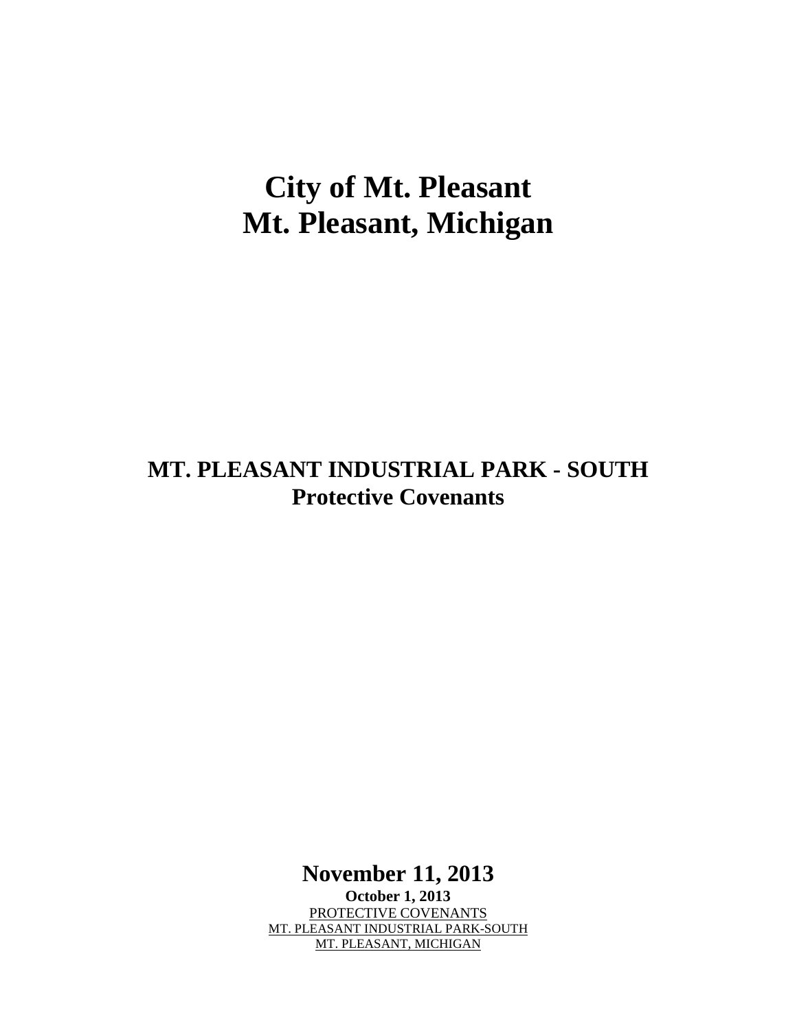# City of Mt. Pleasant
# Mt. Pleasant, Michigan

## MT. PLEASANT INDUSTRIAL PARK - SOUTH
## Protective Covenants

**November 11, 2013**

**October 1, 2013**

PROTECTIVE COVENANTS

MT. PLEASANT INDUSTRIAL PARK-SOUTH

MT. PLEASANT, MICHIGAN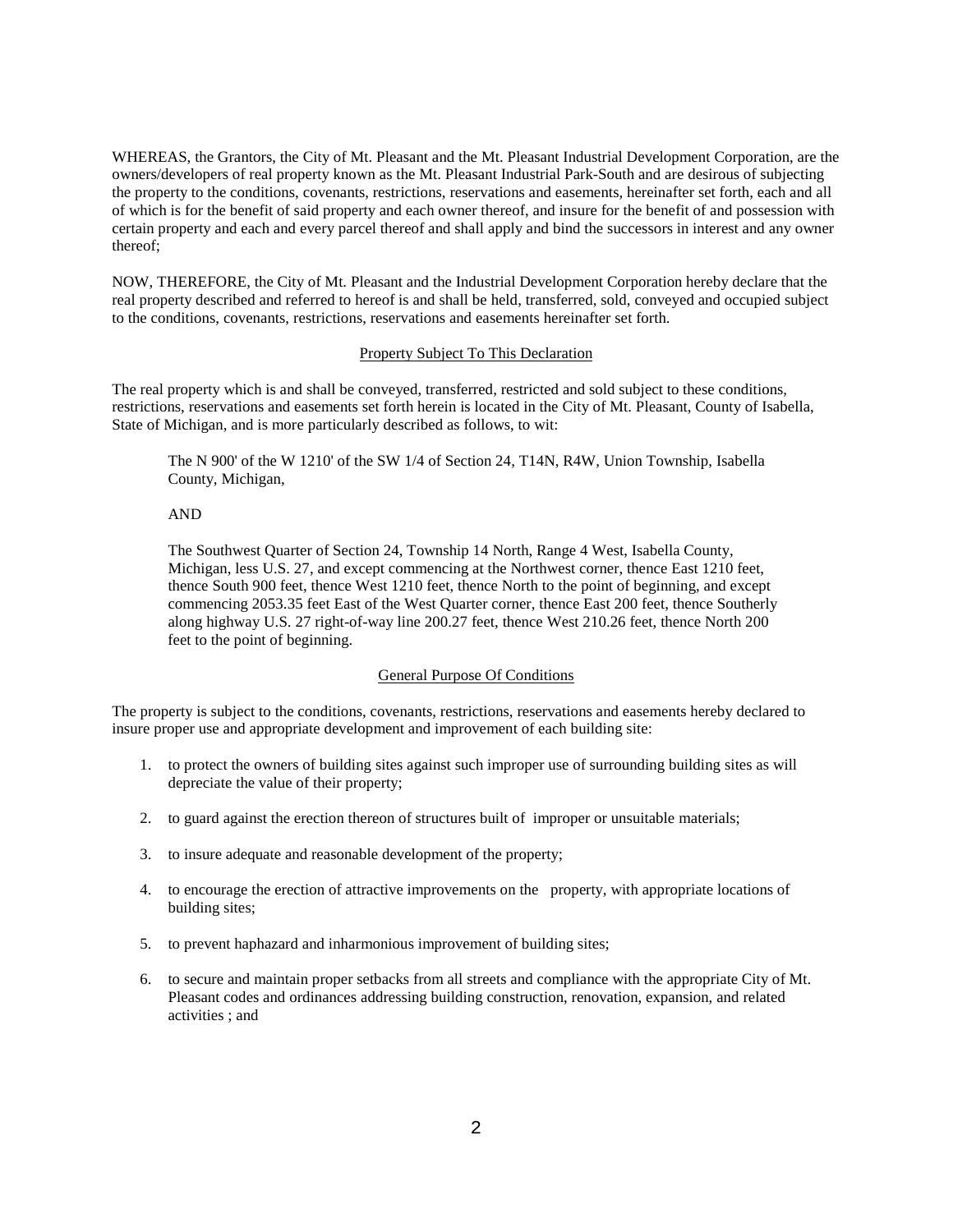WHEREAS, the Grantors, the City of Mt. Pleasant and the Mt. Pleasant Industrial Development Corporation, are the owners/developers of real property known as the Mt. Pleasant Industrial Park-South and are desirous of subjecting the property to the conditions, covenants, restrictions, reservations and easements, hereinafter set forth, each and all of which is for the benefit of said property and each owner thereof, and insure for the benefit of and possession with certain property and each and every parcel thereof and shall apply and bind the successors in interest and any owner thereof;

NOW, THEREFORE, the City of Mt. Pleasant and the Industrial Development Corporation hereby declare that the real property described and referred to hereof is and shall be held, transferred, sold, conveyed and occupied subject to the conditions, covenants, restrictions, reservations and easements hereinafter set forth.

## Property Subject To This Declaration

The real property which is and shall be conveyed, transferred, restricted and sold subject to these conditions, restrictions, reservations and easements set forth herein is located in the City of Mt. Pleasant, County of Isabella, State of Michigan, and is more particularly described as follows, to wit:

> The N 900' of the W 1210' of the SW 1/4 of Section 24, T14N, R4W, Union Township, Isabella County, Michigan,
>
> AND
>
> The Southwest Quarter of Section 24, Township 14 North, Range 4 West, Isabella County, Michigan, less U.S. 27, and except commencing at the Northwest corner, thence East 1210 feet, thence South 900 feet, thence West 1210 feet, thence North to the point of beginning, and except commencing 2053.35 feet East of the West Quarter corner, thence East 200 feet, thence Southerly along highway U.S. 27 right-of-way line 200.27 feet, thence West 210.26 feet, thence North 200 feet to the point of beginning.

## General Purpose Of Conditions

The property is subject to the conditions, covenants, restrictions, reservations and easements hereby declared to insure proper use and appropriate development and improvement of each building site:

1. to protect the owners of building sites against such improper use of surrounding building sites as will depreciate the value of their property;
2. to guard against the erection thereon of structures built of improper or unsuitable materials;
3. to insure adequate and reasonable development of the property;
4. to encourage the erection of attractive improvements on the property, with appropriate locations of building sites;
5. to prevent haphazard and inharmonious improvement of building sites;
6. to secure and maintain proper setbacks from all streets and compliance with the appropriate City of Mt. Pleasant codes and ordinances addressing building construction, renovation, expansion, and related activities ; and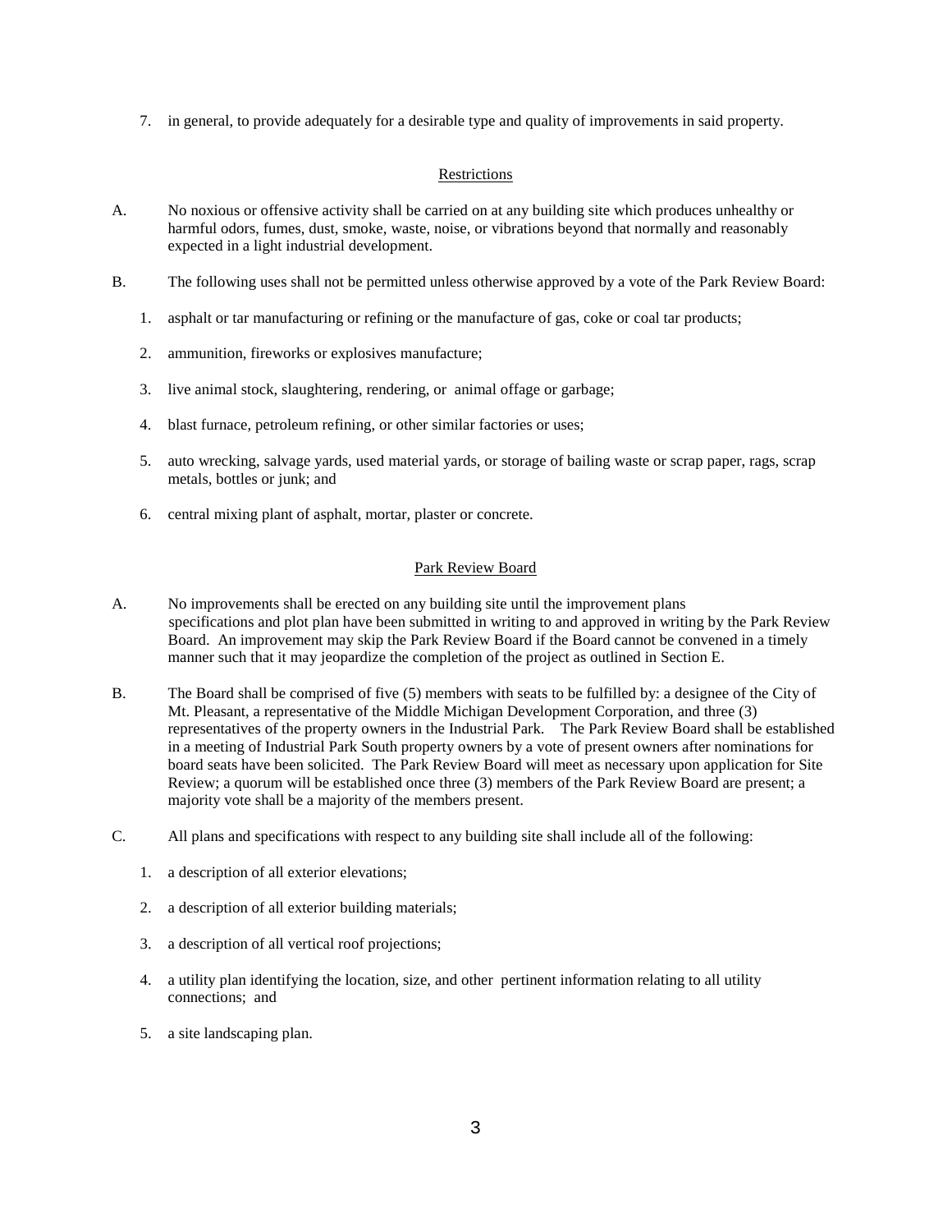7. in general, to provide adequately for a desirable type and quality of improvements in said property.

## Restrictions

A. No noxious or offensive activity shall be carried on at any building site which produces unhealthy or harmful odors, fumes, dust, smoke, waste, noise, or vibrations beyond that normally and reasonably expected in a light industrial development.

B. The following uses shall not be permitted unless otherwise approved by a vote of the Park Review Board:

1. asphalt or tar manufacturing or refining or the manufacture of gas, coke or coal tar products;
2. ammunition, fireworks or explosives manufacture;
3. live animal stock, slaughtering, rendering, or animal offage or garbage;
4. blast furnace, petroleum refining, or other similar factories or uses;
5. auto wrecking, salvage yards, used material yards, or storage of bailing waste or scrap paper, rags, scrap metals, bottles or junk; and
6. central mixing plant of asphalt, mortar, plaster or concrete.

## Park Review Board

A. No improvements shall be erected on any building site until the improvement plans specifications and plot plan have been submitted in writing to and approved in writing by the Park Review Board. An improvement may skip the Park Review Board if the Board cannot be convened in a timely manner such that it may jeopardize the completion of the project as outlined in Section E.

B. The Board shall be comprised of five (5) members with seats to be fulfilled by: a designee of the City of Mt. Pleasant, a representative of the Middle Michigan Development Corporation, and three (3) representatives of the property owners in the Industrial Park. The Park Review Board shall be established in a meeting of Industrial Park South property owners by a vote of present owners after nominations for board seats have been solicited. The Park Review Board will meet as necessary upon application for Site Review; a quorum will be established once three (3) members of the Park Review Board are present; a majority vote shall be a majority of the members present.

C. All plans and specifications with respect to any building site shall include all of the following:

1. a description of all exterior elevations;
2. a description of all exterior building materials;
3. a description of all vertical roof projections;
4. a utility plan identifying the location, size, and other pertinent information relating to all utility connections; and
5. a site landscaping plan.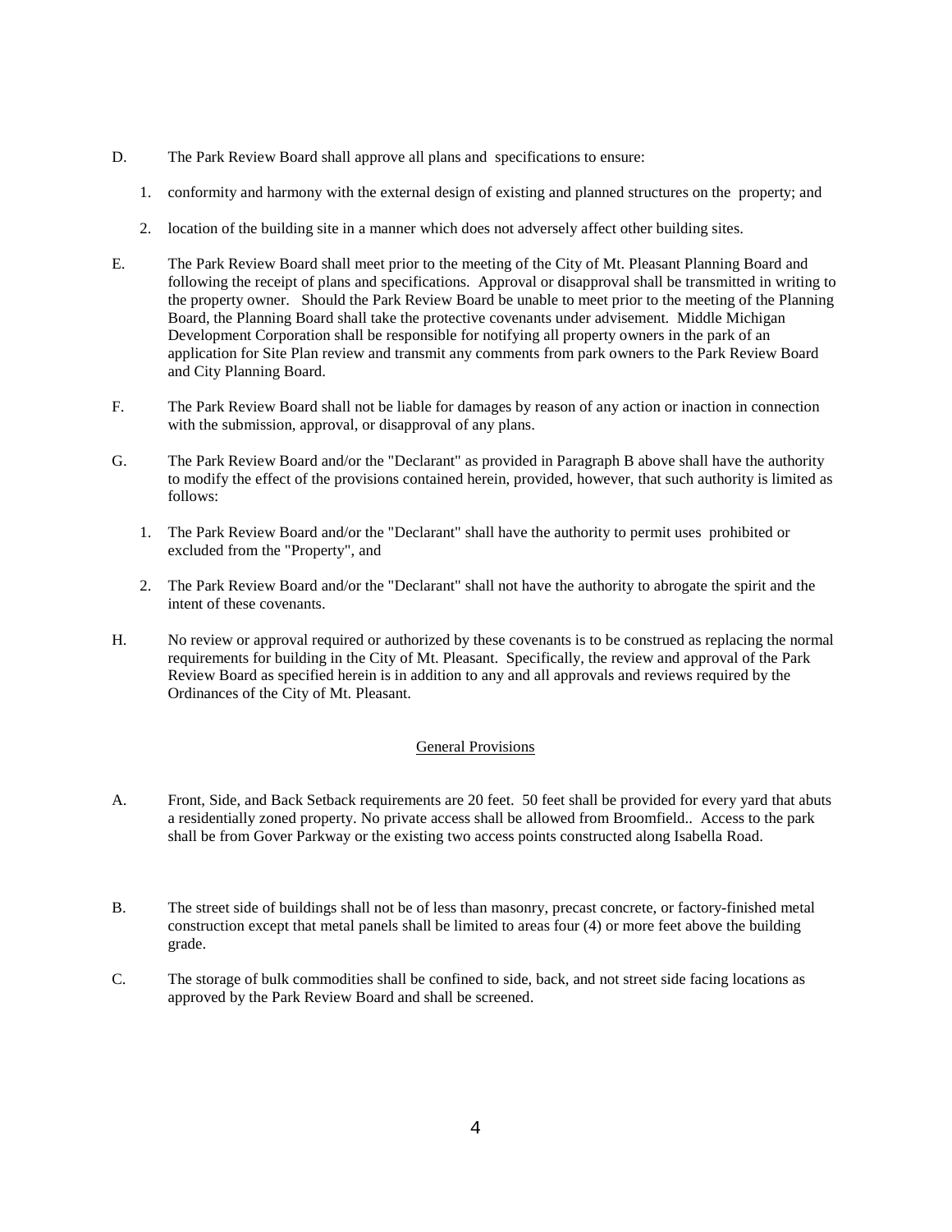D. The Park Review Board shall approve all plans and specifications to ensure:

   1. conformity and harmony with the external design of existing and planned structures on the property; and

   2. location of the building site in a manner which does not adversely affect other building sites.

E. The Park Review Board shall meet prior to the meeting of the City of Mt. Pleasant Planning Board and following the receipt of plans and specifications. Approval or disapproval shall be transmitted in writing to the property owner. Should the Park Review Board be unable to meet prior to the meeting of the Planning Board, the Planning Board shall take the protective covenants under advisement. Middle Michigan Development Corporation shall be responsible for notifying all property owners in the park of an application for Site Plan review and transmit any comments from park owners to the Park Review Board and City Planning Board.

F. The Park Review Board shall not be liable for damages by reason of any action or inaction in connection with the submission, approval, or disapproval of any plans.

G. The Park Review Board and/or the "Declarant" as provided in Paragraph B above shall have the authority to modify the effect of the provisions contained herein, provided, however, that such authority is limited as follows:

   1. The Park Review Board and/or the "Declarant" shall have the authority to permit uses prohibited or excluded from the "Property", and

   2. The Park Review Board and/or the "Declarant" shall not have the authority to abrogate the spirit and the intent of these covenants.

H. No review or approval required or authorized by these covenants is to be construed as replacing the normal requirements for building in the City of Mt. Pleasant. Specifically, the review and approval of the Park Review Board as specified herein is in addition to any and all approvals and reviews required by the Ordinances of the City of Mt. Pleasant.

## General Provisions

A. Front, Side, and Back Setback requirements are 20 feet. 50 feet shall be provided for every yard that abuts a residentially zoned property. No private access shall be allowed from Broomfield.. Access to the park shall be from Gover Parkway or the existing two access points constructed along Isabella Road.

B. The street side of buildings shall not be of less than masonry, precast concrete, or factory-finished metal construction except that metal panels shall be limited to areas four (4) or more feet above the building grade.

C. The storage of bulk commodities shall be confined to side, back, and not street side facing locations as approved by the Park Review Board and shall be screened.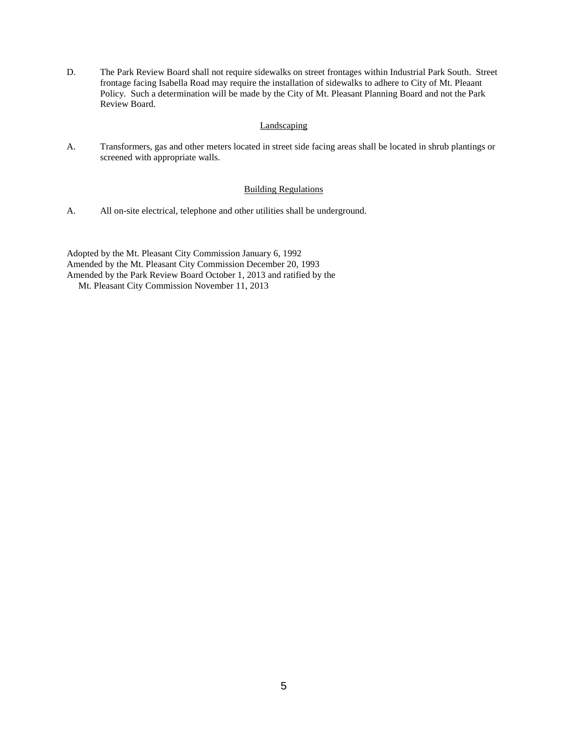D. The Park Review Board shall not require sidewalks on street frontages within Industrial Park South. Street frontage facing Isabella Road may require the installation of sidewalks to adhere to City of Mt. Pleaant Policy. Such a determination will be made by the City of Mt. Pleasant Planning Board and not the Park Review Board.

## Landscaping

A. Transformers, gas and other meters located in street side facing areas shall be located in shrub plantings or screened with appropriate walls.

## Building Regulations

A. All on-site electrical, telephone and other utilities shall be underground.

Adopted by the Mt. Pleasant City Commission January 6, 1992
Amended by the Mt. Pleasant City Commission December 20, 1993
Amended by the Park Review Board October 1, 2013 and ratified by the
Mt. Pleasant City Commission November 11, 2013